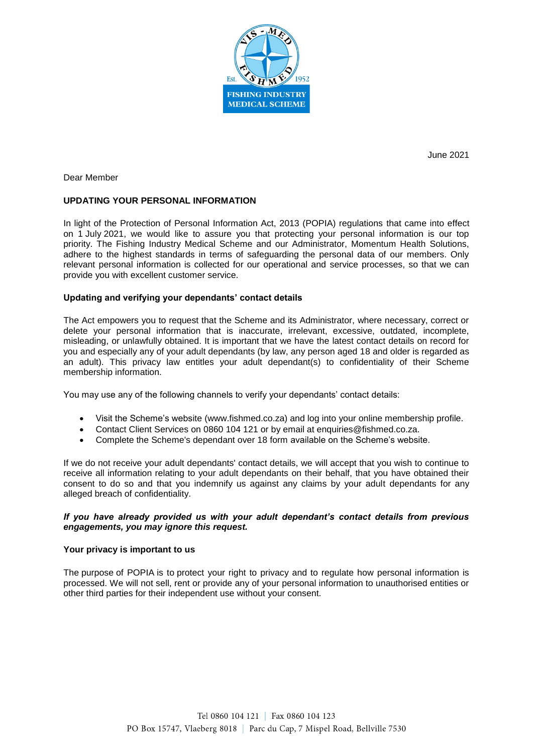June 2021

Dear Member

**UPDATING YOUR PERSONAL INFORMATION**

In light of the Protection of Personal Information Act, 2013 (POPIA) regulations that came into effect on 1 July 2021, we would like to assure you that protecting your personal information is our top priority. The Fishing Industry Medical Scheme and our Administrator, Momentum Health Solutions, adhere to the highest standards in terms of safeguarding the personal data of our members. Only relevant personal information is collected for our operational and service processes, so that we can provide you with excellent customer service.

**Updating and verifying your dependants' contact details**

The Act empowers you to request that the Scheme and its Administrator, where necessary, correct or delete your personal information that is inaccurate, irrelevant, excessive, outdated, incomplete, misleading, or unlawfully obtained. It is important that we have the latest contact details on record for you and especially any of your adult dependants (by law, any person aged 18 and older is regarded as an adult). This privacy law entitles your adult dependant(s) to confidentiality of their Scheme membership information.

You may use any of the following channels to verify your dependants' contact details:

- Visit the Scheme's website (www.fishmed.co.za) and log into your online membership profile.
- Contact Client Services on 0860 104 121 or by email at enquiries@fishmed.co.za.
- Complete the Scheme's dependant over 18 form available on the Scheme's website.

If we do not receive your adult dependants' contact details, we will accept that you wish to continue to receive all information relating to your adult dependants on their behalf, that you have obtained their consent to do so and that you indemnify us against any claims by your adult dependants for any alleged breach of confidentiality.

***If you have already provided us with your adult dependant's contact details from previous engagements, you may ignore this request.***

**Your privacy is important to us**

The purpose of POPIA is to protect your right to privacy and to regulate how personal information is processed. We will not sell, rent or provide any of your personal information to unauthorised entities or other third parties for their independent use without your consent.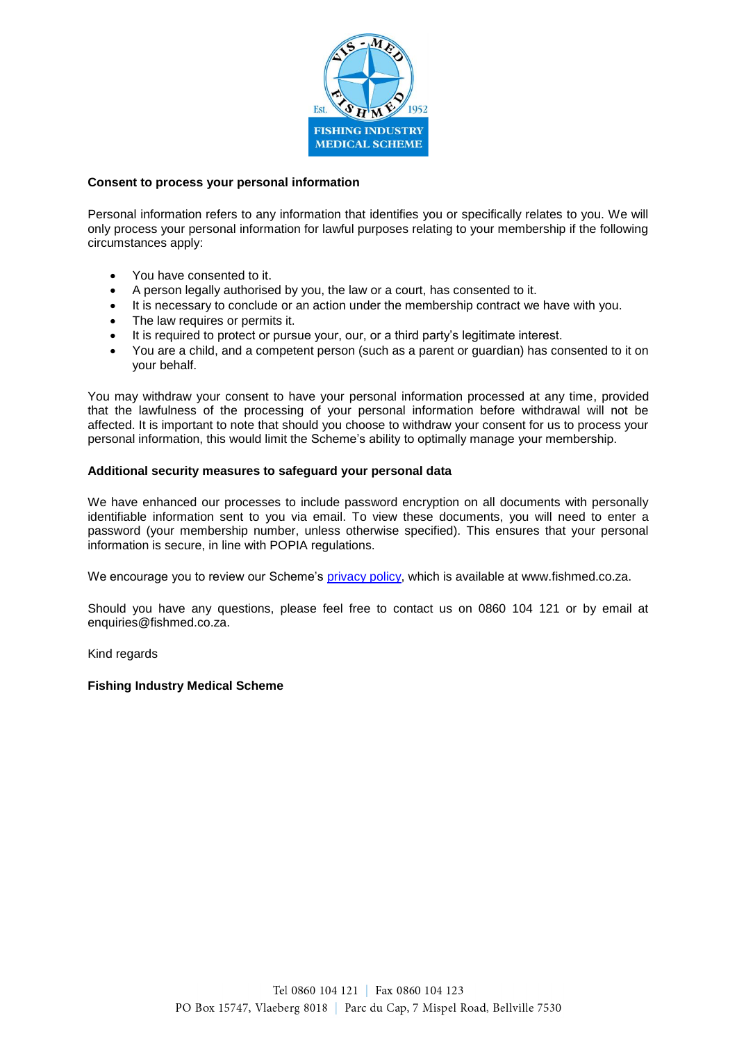**Consent to process your personal information**

Personal information refers to any information that identifies you or specifically relates to you. We will only process your personal information for lawful purposes relating to your membership if the following circumstances apply:

- You have consented to it.
- A person legally authorised by you, the law or a court, has consented to it.
- It is necessary to conclude or an action under the membership contract we have with you.
- The law requires or permits it.
- It is required to protect or pursue your, our, or a third party's legitimate interest.
- You are a child, and a competent person (such as a parent or guardian) has consented to it on your behalf.

You may withdraw your consent to have your personal information processed at any time, provided that the lawfulness of the processing of your personal information before withdrawal will not be affected. It is important to note that should you choose to withdraw your consent for us to process your personal information, this would limit the Scheme's ability to optimally manage your membership.

**Additional security measures to safeguard your personal data**

We have enhanced our processes to include password encryption on all documents with personally identifiable information sent to you via email. To view these documents, you will need to enter a password (your membership number, unless otherwise specified). This ensures that your personal information is secure, in line with POPIA regulations.

We encourage you to review our Scheme's privacy policy, which is available at www.fishmed.co.za.

Should you have any questions, please feel free to contact us on 0860 104 121 or by email at enquiries@fishmed.co.za.

Kind regards

**Fishing Industry Medical Scheme**